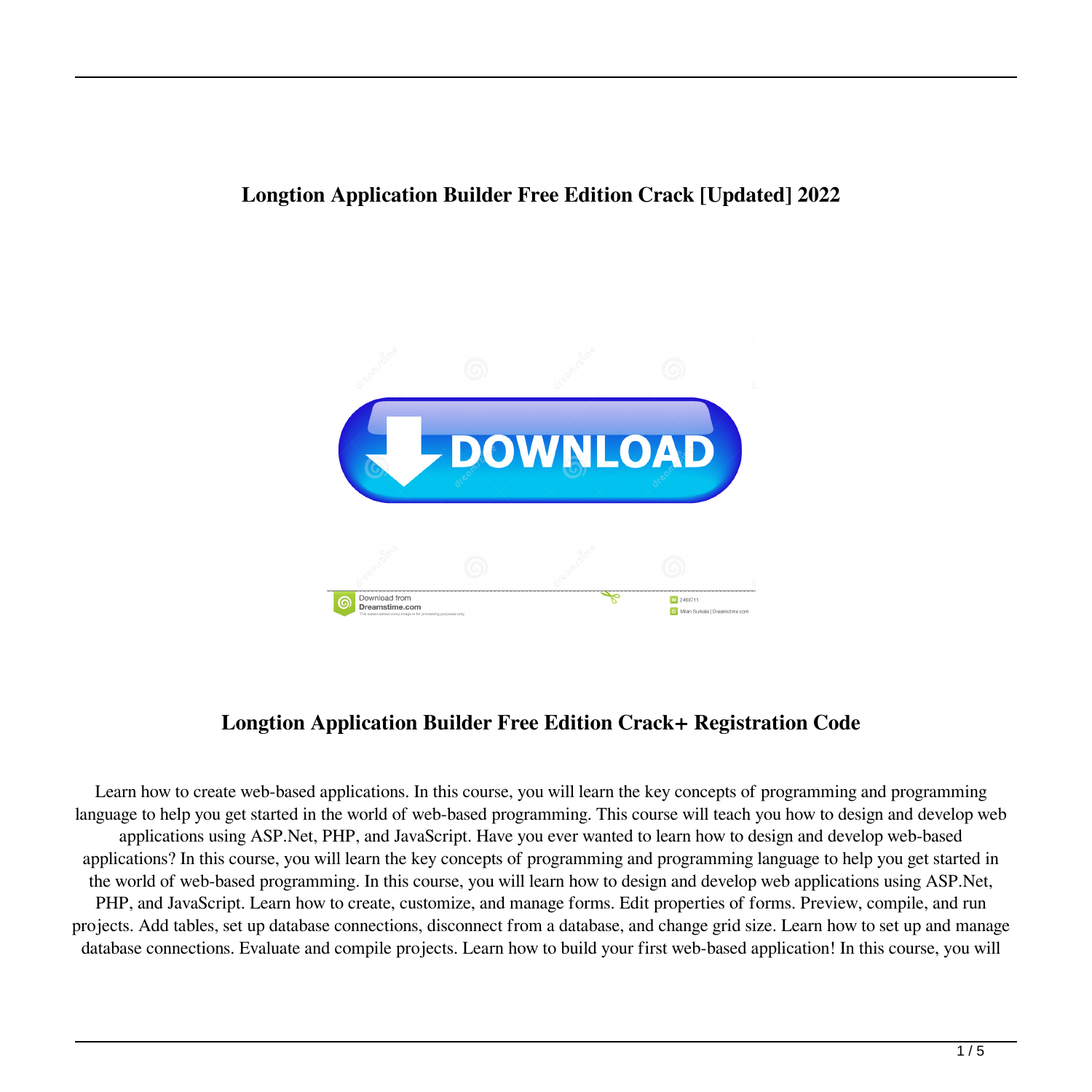# Longtion Application Builder Free Edition Crack [Updated] 2022

## Longtion Application Builder Free Edition Crack+ Registration Code

Learn how to create web-based applications. In this course, you will learn the key concepts of programming and programming language to help you get started in the world of web-based programming. This course will teach you how to design and develop web applications using ASP.Net, PHP, and JavaScript. Have you ever wanted to learn how to design and develop web-based applications? In this course, you will learn the key concepts of programming and programming language to help you get started in the world of web-based programming. In this course, you will learn how to design and develop web applications using ASP.Net, PHP, and JavaScript. Learn how to create, customize, and manage forms. Edit properties of forms. Preview, compile, and run projects. Add tables, set up database connections, disconnect from a database, and change grid size. Learn how to set up and manage database connections. Evaluate and compile projects. Learn how to build your first web-based application! In this course, you will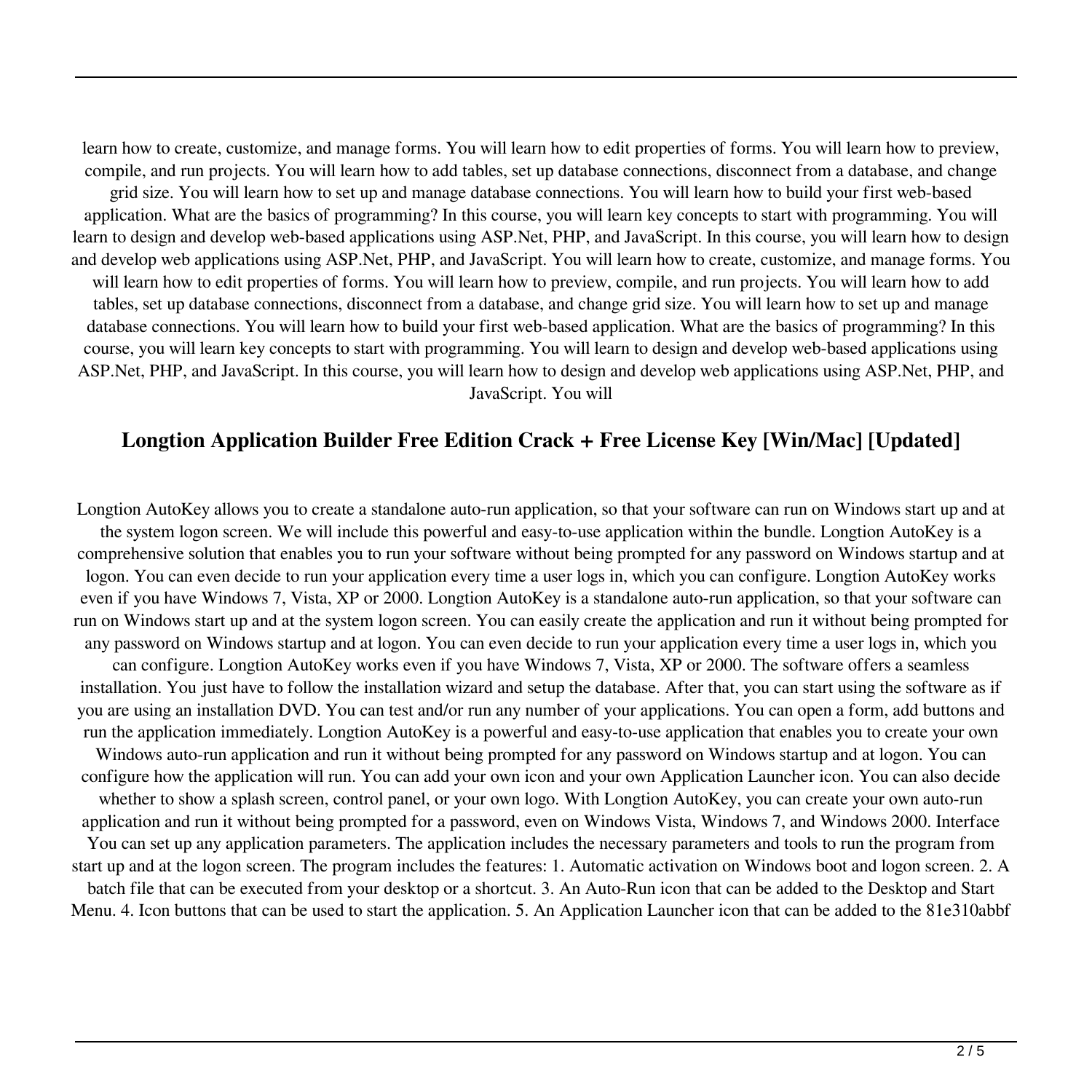learn how to create, customize, and manage forms. You will learn how to edit properties of forms. You will learn how to preview, compile, and run projects. You will learn how to add tables, set up database connections, disconnect from a database, and change grid size. You will learn how to set up and manage database connections. You will learn how to build your first web-based application. What are the basics of programming? In this course, you will learn key concepts to start with programming. You will learn to design and develop web-based applications using ASP.Net, PHP, and JavaScript. In this course, you will learn how to design and develop web applications using ASP.Net, PHP, and JavaScript. You will learn how to create, customize, and manage forms. You will learn how to edit properties of forms. You will learn how to preview, compile, and run projects. You will learn how to add tables, set up database connections, disconnect from a database, and change grid size. You will learn how to set up and manage database connections. You will learn how to build your first web-based application. What are the basics of programming? In this course, you will learn key concepts to start with programming. You will learn to design and develop web-based applications using ASP.Net, PHP, and JavaScript. In this course, you will learn how to design and develop web applications using ASP.Net, PHP, and JavaScript. You will

## Longtion Application Builder Free Edition Crack + Free License Key [Win/Mac] [Updated]

Longtion AutoKey allows you to create a standalone auto-run application, so that your software can run on Windows start up and at the system logon screen. We will include this powerful and easy-to-use application within the bundle. Longtion AutoKey is a comprehensive solution that enables you to run your software without being prompted for any password on Windows startup and at logon. You can even decide to run your application every time a user logs in, which you can configure. Longtion AutoKey works even if you have Windows 7, Vista, XP or 2000. Longtion AutoKey is a standalone auto-run application, so that your software can run on Windows start up and at the system logon screen. You can easily create the application and run it without being prompted for any password on Windows startup and at logon. You can even decide to run your application every time a user logs in, which you can configure. Longtion AutoKey works even if you have Windows 7, Vista, XP or 2000. The software offers a seamless installation. You just have to follow the installation wizard and setup the database. After that, you can start using the software as if you are using an installation DVD. You can test and/or run any number of your applications. You can open a form, add buttons and run the application immediately. Longtion AutoKey is a powerful and easy-to-use application that enables you to create your own Windows auto-run application and run it without being prompted for any password on Windows startup and at logon. You can configure how the application will run. You can add your own icon and your own Application Launcher icon. You can also decide whether to show a splash screen, control panel, or your own logo. With Longtion AutoKey, you can create your own auto-run application and run it without being prompted for a password, even on Windows Vista, Windows 7, and Windows 2000. Interface You can set up any application parameters. The application includes the necessary parameters and tools to run the program from start up and at the logon screen. The program includes the features: 1. Automatic activation on Windows boot and logon screen. 2. A batch file that can be executed from your desktop or a shortcut. 3. An Auto-Run icon that can be added to the Desktop and Start Menu. 4. Icon buttons that can be used to start the application. 5. An Application Launcher icon that can be added to the 81e310abbf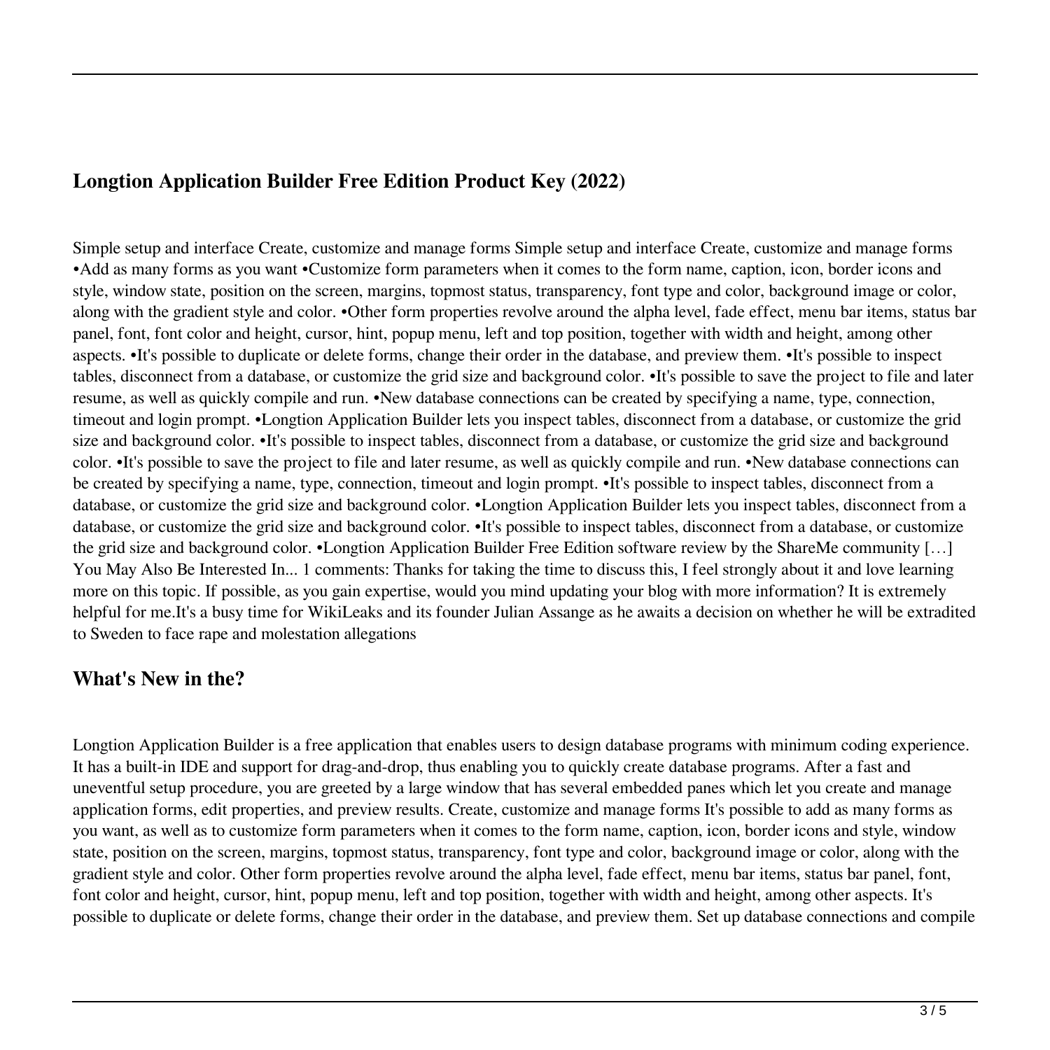## Longtion Application Builder Free Edition Product Key (2022)

Simple setup and interface Create, customize and manage forms Simple setup and interface Create, customize and manage forms •Add as many forms as you want •Customize form parameters when it comes to the form name, caption, icon, border icons and style, window state, position on the screen, margins, topmost status, transparency, font type and color, background image or color, along with the gradient style and color. •Other form properties revolve around the alpha level, fade effect, menu bar items, status bar panel, font, font color and height, cursor, hint, popup menu, left and top position, together with width and height, among other aspects. •It's possible to duplicate or delete forms, change their order in the database, and preview them. •It's possible to inspect tables, disconnect from a database, or customize the grid size and background color. •It's possible to save the project to file and later resume, as well as quickly compile and run. •New database connections can be created by specifying a name, type, connection, timeout and login prompt. •Longtion Application Builder lets you inspect tables, disconnect from a database, or customize the grid size and background color. •It's possible to inspect tables, disconnect from a database, or customize the grid size and background color. •It's possible to save the project to file and later resume, as well as quickly compile and run. •New database connections can be created by specifying a name, type, connection, timeout and login prompt. •It's possible to inspect tables, disconnect from a database, or customize the grid size and background color. •Longtion Application Builder lets you inspect tables, disconnect from a database, or customize the grid size and background color. •It's possible to inspect tables, disconnect from a database, or customize the grid size and background color. •Longtion Application Builder Free Edition software review by the ShareMe community […] You May Also Be Interested In... 1 comments: Thanks for taking the time to discuss this, I feel strongly about it and love learning more on this topic. If possible, as you gain expertise, would you mind updating your blog with more information? It is extremely helpful for me.It's a busy time for WikiLeaks and its founder Julian Assange as he awaits a decision on whether he will be extradited to Sweden to face rape and molestation allegations

## What's New in the?

Longtion Application Builder is a free application that enables users to design database programs with minimum coding experience. It has a built-in IDE and support for drag-and-drop, thus enabling you to quickly create database programs. After a fast and uneventful setup procedure, you are greeted by a large window that has several embedded panes which let you create and manage application forms, edit properties, and preview results. Create, customize and manage forms It's possible to add as many forms as you want, as well as to customize form parameters when it comes to the form name, caption, icon, border icons and style, window state, position on the screen, margins, topmost status, transparency, font type and color, background image or color, along with the gradient style and color. Other form properties revolve around the alpha level, fade effect, menu bar items, status bar panel, font, font color and height, cursor, hint, popup menu, left and top position, together with width and height, among other aspects. It's possible to duplicate or delete forms, change their order in the database, and preview them. Set up database connections and compile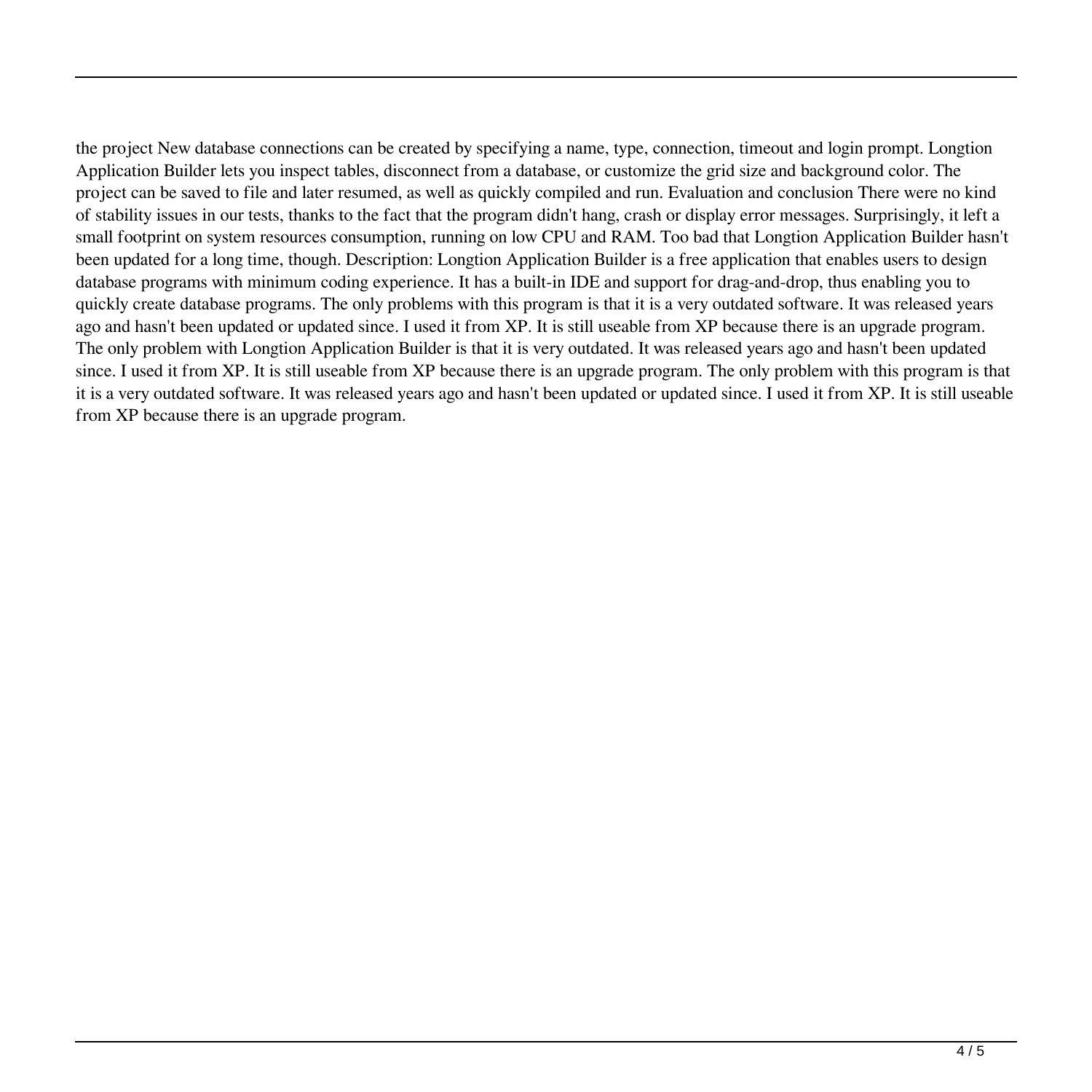the project New database connections can be created by specifying a name, type, connection, timeout and login prompt. Longtion Application Builder lets you inspect tables, disconnect from a database, or customize the grid size and background color. The project can be saved to file and later resumed, as well as quickly compiled and run. Evaluation and conclusion There were no kind of stability issues in our tests, thanks to the fact that the program didn't hang, crash or display error messages. Surprisingly, it left a small footprint on system resources consumption, running on low CPU and RAM. Too bad that Longtion Application Builder hasn't been updated for a long time, though. Description: Longtion Application Builder is a free application that enables users to design database programs with minimum coding experience. It has a built-in IDE and support for drag-and-drop, thus enabling you to quickly create database programs. The only problems with this program is that it is a very outdated software. It was released years ago and hasn't been updated or updated since. I used it from XP. It is still useable from XP because there is an upgrade program. The only problem with Longtion Application Builder is that it is very outdated. It was released years ago and hasn't been updated since. I used it from XP. It is still useable from XP because there is an upgrade program. The only problem with this program is that it is a very outdated software. It was released years ago and hasn't been updated or updated since. I used it from XP. It is still useable from XP because there is an upgrade program.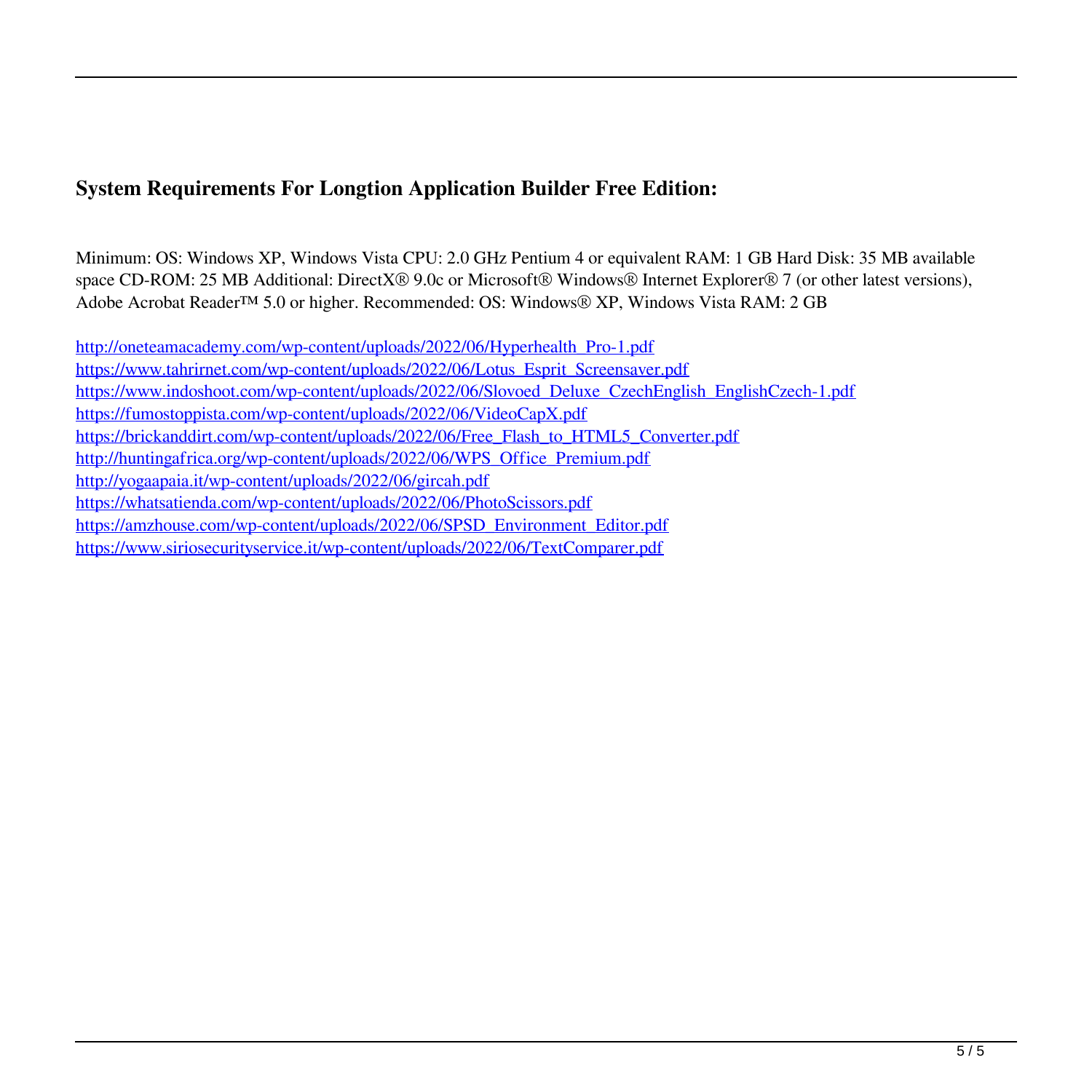## System Requirements For Longtion Application Builder Free Edition:

Minimum: OS: Windows XP, Windows Vista CPU: 2.0 GHz Pentium 4 or equivalent RAM: 1 GB Hard Disk: 35 MB available space CD-ROM: 25 MB Additional: DirectX® 9.0c or Microsoft® Windows® Internet Explorer® 7 (or other latest versions), Adobe Acrobat Reader™ 5.0 or higher. Recommended: OS: Windows® XP, Windows Vista RAM: 2 GB

http://oneteamacademy.com/wp-content/uploads/2022/06/Hyperhealth_Pro-1.pdf
https://www.tahrirnet.com/wp-content/uploads/2022/06/Lotus_Esprit_Screensaver.pdf
https://www.indoshoot.com/wp-content/uploads/2022/06/Slovoed_Deluxe_CzechEnglish_EnglishCzech-1.pdf
https://fumostoppista.com/wp-content/uploads/2022/06/VideoCapX.pdf
https://brickanddirt.com/wp-content/uploads/2022/06/Free_Flash_to_HTML5_Converter.pdf
http://huntingafrica.org/wp-content/uploads/2022/06/WPS_Office_Premium.pdf
http://yogaapaia.it/wp-content/uploads/2022/06/gircah.pdf
https://whatsatienda.com/wp-content/uploads/2022/06/PhotoScissors.pdf
https://amzhouse.com/wp-content/uploads/2022/06/SPSD_Environment_Editor.pdf
https://www.siriosecurityservice.it/wp-content/uploads/2022/06/TextComparer.pdf